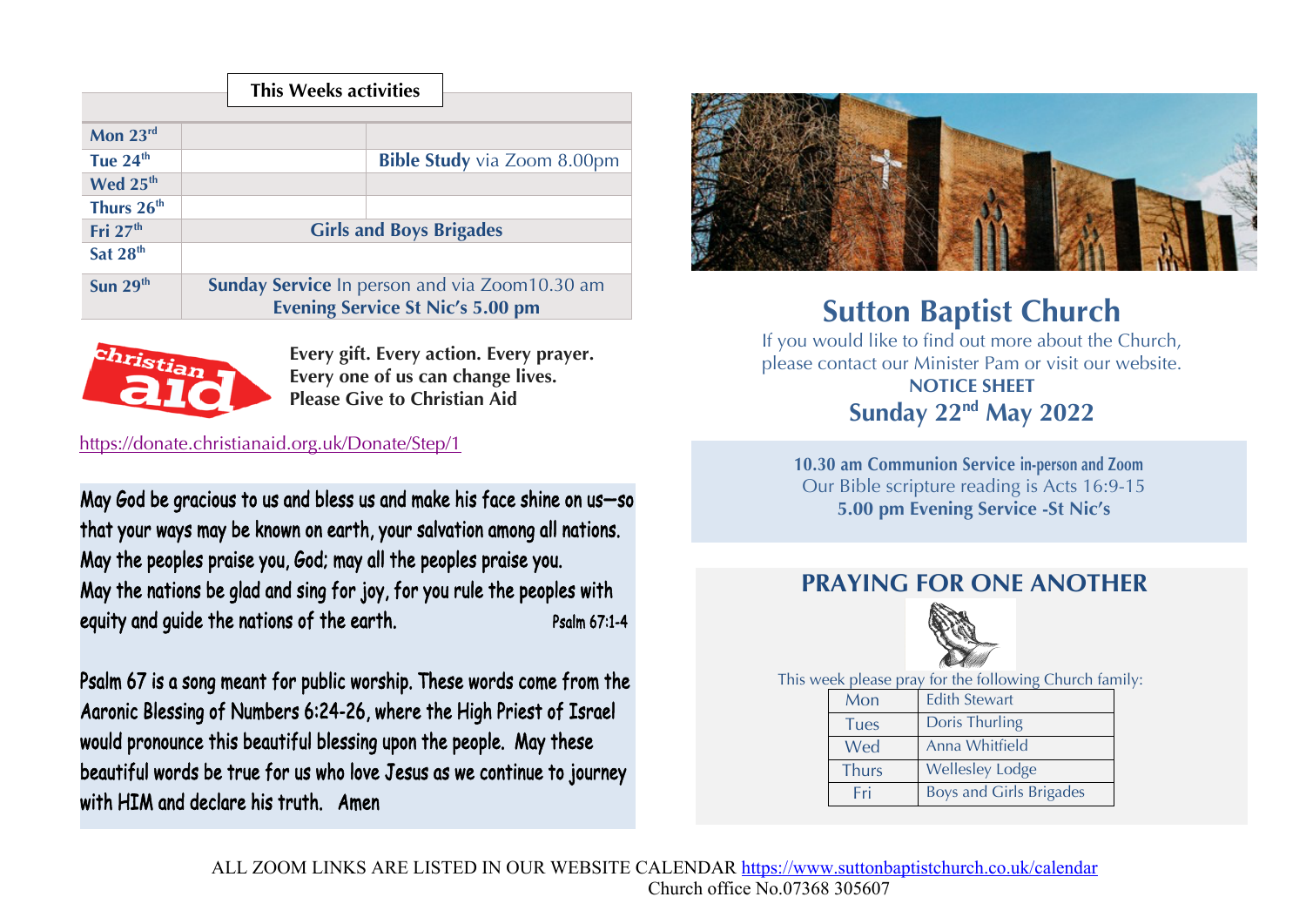## This Weeks activities

| | | |
|---|---|---|
| Mon 23rd | | |
| Tue 24th | | **Bible Study** via Zoom 8.00pm |
| Wed 25th | | |
| Thurs 26th | | |
| Fri 27th | **Girls and Boys Brigades** | |
| Sat 28th | | |
| Sun 29th | **Sunday Service** In person and via Zoom10.30 am **Evening Service St Nic's 5.00 pm** | |

**Every gift. Every action. Every prayer.**
**Every one of us can change lives.**
**Please Give to Christian Aid**

https://donate.christianaid.org.uk/Donate/Step/1

May God be gracious to us and bless us and make his face shine on us—so that your ways may be known on earth, your salvation among all nations. May the peoples praise you, God; may all the peoples praise you. May the nations be glad and sing for joy, for you rule the peoples with equity and guide the nations of the earth. Psalm 67:1-4

Psalm 67 is a song meant for public worship. These words come from the Aaronic Blessing of Numbers 6:24-26, where the High Priest of Israel would pronounce this beautiful blessing upon the people. May these beautiful words be true for us who love Jesus as we continue to journey with HIM and declare his truth. Amen

# Sutton Baptist Church

If you would like to find out more about the Church, please contact our Minister Pam or visit our website.

**NOTICE SHEET**

## Sunday 22nd May 2022

**10.30 am Communion Service in-person and Zoom**
Our Bible scripture reading is Acts 16:9-15
**5.00 pm Evening Service -St Nic's**

## PRAYING FOR ONE ANOTHER

This week please pray for the following Church family:

| | |
|---|---|
| Mon | Edith Stewart |
| Tues | Doris Thurling |
| Wed | Anna Whitfield |
| Thurs | Wellesley Lodge |
| Fri | Boys and Girls Brigades |

ALL ZOOM LINKS ARE LISTED IN OUR WEBSITE CALENDAR https://www.suttonbaptistchurch.co.uk/calendar
Church office No.07368 305607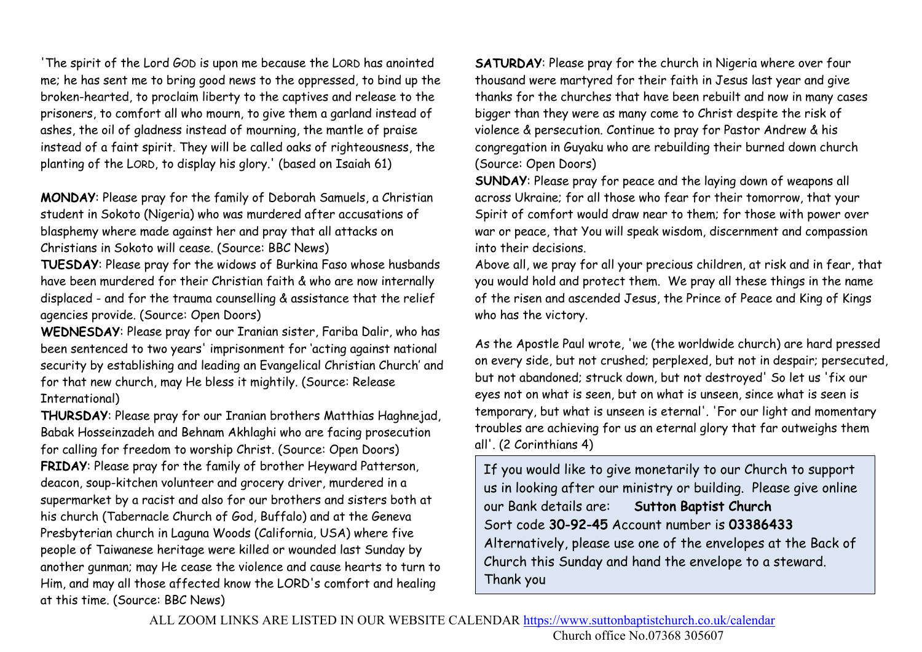'The spirit of the Lord GOD is upon me because the LORD has anointed me; he has sent me to bring good news to the oppressed, to bind up the broken-hearted, to proclaim liberty to the captives and release to the prisoners, to comfort all who mourn, to give them a garland instead of ashes, the oil of gladness instead of mourning, the mantle of praise instead of a faint spirit. They will be called oaks of righteousness, the planting of the LORD, to display his glory.' (based on Isaiah 61)

**MONDAY**: Please pray for the family of Deborah Samuels, a Christian student in Sokoto (Nigeria) who was murdered after accusations of blasphemy where made against her and pray that all attacks on Christians in Sokoto will cease. (Source: BBC News)

**TUESDAY**: Please pray for the widows of Burkina Faso whose husbands have been murdered for their Christian faith & who are now internally displaced - and for the trauma counselling & assistance that the relief agencies provide. (Source: Open Doors)

**WEDNESDAY**: Please pray for our Iranian sister, Fariba Dalir, who has been sentenced to two years' imprisonment for 'acting against national security by establishing and leading an Evangelical Christian Church' and for that new church, may He bless it mightily. (Source: Release International)

**THURSDAY**: Please pray for our Iranian brothers Matthias Haghnejad, Babak Hosseinzadeh and Behnam Akhlaghi who are facing prosecution for calling for freedom to worship Christ. (Source: Open Doors)

**FRIDAY**: Please pray for the family of brother Heyward Patterson, deacon, soup-kitchen volunteer and grocery driver, murdered in a supermarket by a racist and also for our brothers and sisters both at his church (Tabernacle Church of God, Buffalo) and at the Geneva Presbyterian church in Laguna Woods (California, USA) where five people of Taiwanese heritage were killed or wounded last Sunday by another gunman; may He cease the violence and cause hearts to turn to Him, and may all those affected know the LORD's comfort and healing at this time. (Source: BBC News)

**SATURDAY**: Please pray for the church in Nigeria where over four thousand were martyred for their faith in Jesus last year and give thanks for the churches that have been rebuilt and now in many cases bigger than they were as many come to Christ despite the risk of violence & persecution. Continue to pray for Pastor Andrew & his congregation in Guyaku who are rebuilding their burned down church (Source: Open Doors)

**SUNDAY**: Please pray for peace and the laying down of weapons all across Ukraine; for all those who fear for their tomorrow, that your Spirit of comfort would draw near to them; for those with power over war or peace, that You will speak wisdom, discernment and compassion into their decisions.

Above all, we pray for all your precious children, at risk and in fear, that you would hold and protect them. We pray all these things in the name of the risen and ascended Jesus, the Prince of Peace and King of Kings who has the victory.

As the Apostle Paul wrote, 'we (the worldwide church) are hard pressed on every side, but not crushed; perplexed, but not in despair; persecuted, but not abandoned; struck down, but not destroyed' So let us 'fix our eyes not on what is seen, but on what is unseen, since what is seen is temporary, but what is unseen is eternal'. 'For our light and momentary troubles are achieving for us an eternal glory that far outweighs them all'. (2 Corinthians 4)

If you would like to give monetarily to our Church to support us in looking after our ministry or building. Please give online our Bank details are: **Sutton Baptist Church**
Sort code **30-92-45** Account number is **03386433**
Alternatively, please use one of the envelopes at the Back of Church this Sunday and hand the envelope to a steward.
Thank you

ALL ZOOM LINKS ARE LISTED IN OUR WEBSITE CALENDAR https://www.suttonbaptistchurch.co.uk/calendar
Church office No.07368 305607